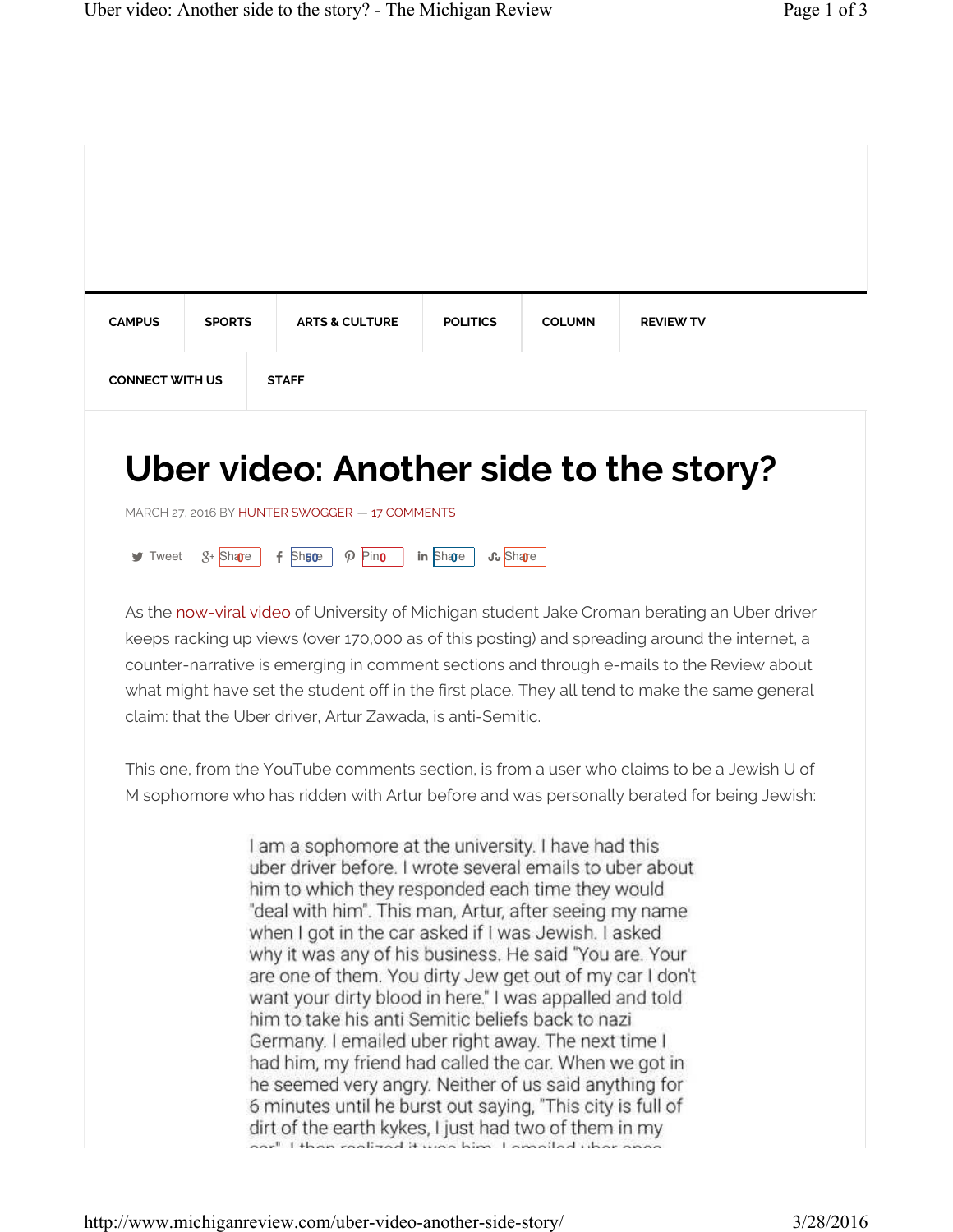CAMPUS | SPORTS | ARTS & CULTURE | POLITICS | COLUMN | REVIEW TV | CONNECT WITH US | STAFF

# Uber video: Another side to the story?

MARCH 27, 2016 BY HUNTER SWOGGER — 17 COMMENTS

Tweet | Share 0 | Share 50 | Pin 0 | Share 0 | Share 0

As the now-viral video of University of Michigan student Jake Croman berating an Uber driver keeps racking up views (over 170,000 as of this posting) and spreading around the internet, a counter-narrative is emerging in comment sections and through e-mails to the Review about what might have set the student off in the first place. They all tend to make the same general claim: that the Uber driver, Artur Zawada, is anti-Semitic.

This one, from the YouTube comments section, is from a user who claims to be a Jewish U of M sophomore who has ridden with Artur before and was personally berated for being Jewish:

> I am a sophomore at the university. I have had this uber driver before. I wrote several emails to uber about him to which they responded each time they would "deal with him". This man, Artur, after seeing my name when I got in the car asked if I was Jewish. I asked why it was any of his business. He said "You are. Your are one of them. You dirty Jew get out of my car I don't want your dirty blood in here." I was appalled and told him to take his anti Semitic beliefs back to nazi Germany. I emailed uber right away. The next time I had him, my friend had called the car. When we got in he seemed very angry. Neither of us said anything for 6 minutes until he burst out saying, "This city is full of dirt of the earth kykes, I just had two of them in my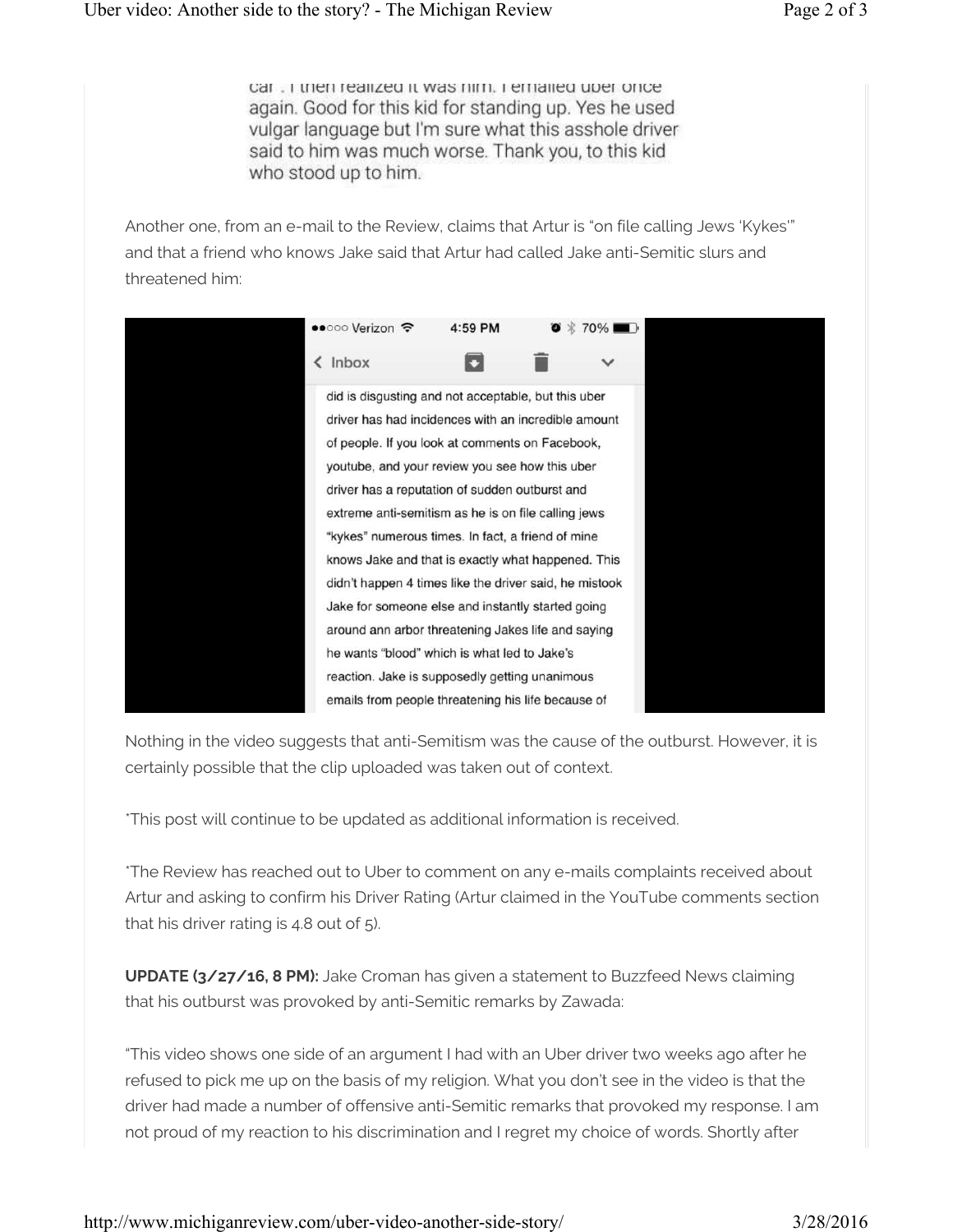car . I then realized it was him. I emailed uber once again. Good for this kid for standing up. Yes he used vulgar language but I'm sure what this asshole driver said to him was much worse. Thank you, to this kid who stood up to him.

Another one, from an e-mail to the Review, claims that Artur is "on file calling Jews 'Kykes'" and that a friend who knows Jake said that Artur had called Jake anti-Semitic slurs and threatened him:

did is disgusting and not acceptable, but this uber driver has had incidences with an incredible amount of people. If you look at comments on Facebook, youtube, and your review you see how this uber driver has a reputation of sudden outburst and extreme anti-semitism as he is on file calling jews "kykes" numerous times. In fact, a friend of mine knows Jake and that is exactly what happened. This didn't happen 4 times like the driver said, he mistook Jake for someone else and instantly started going around ann arbor threatening Jakes life and saying he wants "blood" which is what led to Jake's reaction. Jake is supposedly getting unanimous emails from people threatening his life because of

Nothing in the video suggests that anti-Semitism was the cause of the outburst. However, it is certainly possible that the clip uploaded was taken out of context.

*This post will continue to be updated as additional information is received.

*The Review has reached out to Uber to comment on any e-mails complaints received about Artur and asking to confirm his Driver Rating (Artur claimed in the YouTube comments section that his driver rating is 4.8 out of 5).

**UPDATE (3/27/16, 8 PM):** Jake Croman has given a statement to Buzzfeed News claiming that his outburst was provoked by anti-Semitic remarks by Zawada:

"This video shows one side of an argument I had with an Uber driver two weeks ago after he refused to pick me up on the basis of my religion. What you don't see in the video is that the driver had made a number of offensive anti-Semitic remarks that provoked my response. I am not proud of my reaction to his discrimination and I regret my choice of words. Shortly after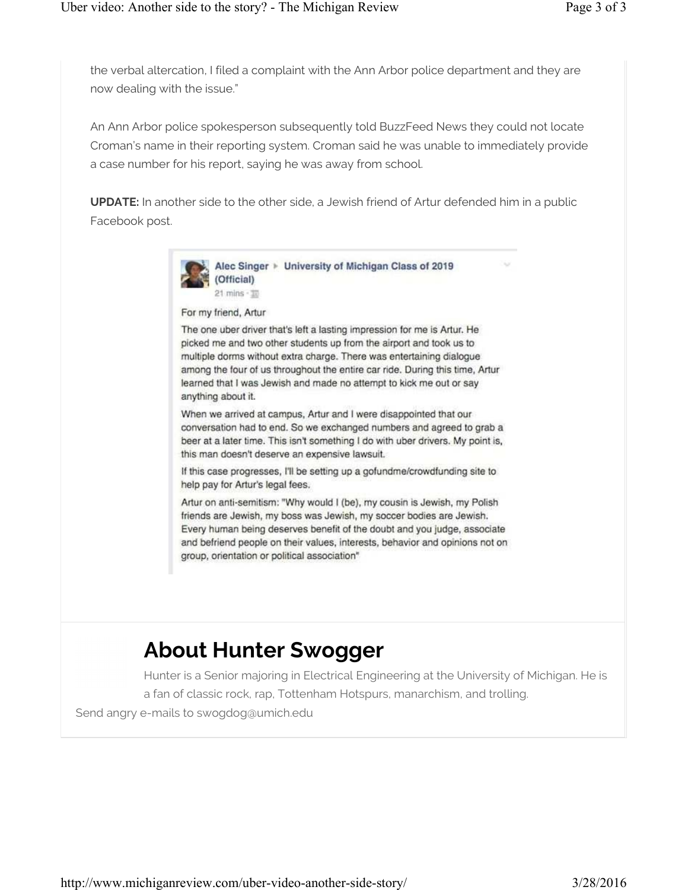the verbal altercation, I filed a complaint with the Ann Arbor police department and they are now dealing with the issue."

An Ann Arbor police spokesperson subsequently told BuzzFeed News they could not locate Croman's name in their reporting system. Croman said he was unable to immediately provide a case number for his report, saying he was away from school.

**UPDATE:** In another side to the other side, a Jewish friend of Artur defended him in a public Facebook post.

Alec Singer ▸ University of Michigan Class of 2019 (Official)
21 mins

For my friend, Artur

The one uber driver that's left a lasting impression for me is Artur. He picked me and two other students up from the airport and took us to multiple dorms without extra charge. There was entertaining dialogue among the four of us throughout the entire car ride. During this time, Artur learned that I was Jewish and made no attempt to kick me out or say anything about it.

When we arrived at campus, Artur and I were disappointed that our conversation had to end. So we exchanged numbers and agreed to grab a beer at a later time. This isn't something I do with uber drivers. My point is, this man doesn't deserve an expensive lawsuit.

If this case progresses, I'll be setting up a gofundme/crowdfunding site to help pay for Artur's legal fees.

Artur on anti-semitism: "Why would I (be), my cousin is Jewish, my Polish friends are Jewish, my boss was Jewish, my soccer bodies are Jewish. Every human being deserves benefit of the doubt and you judge, associate and befriend people on their values, interests, behavior and opinions not on group, orientation or political association"

## About Hunter Swogger

Hunter is a Senior majoring in Electrical Engineering at the University of Michigan. He is a fan of classic rock, rap, Tottenham Hotspurs, manarchism, and trolling.

Send angry e-mails to swogdog@umich.edu